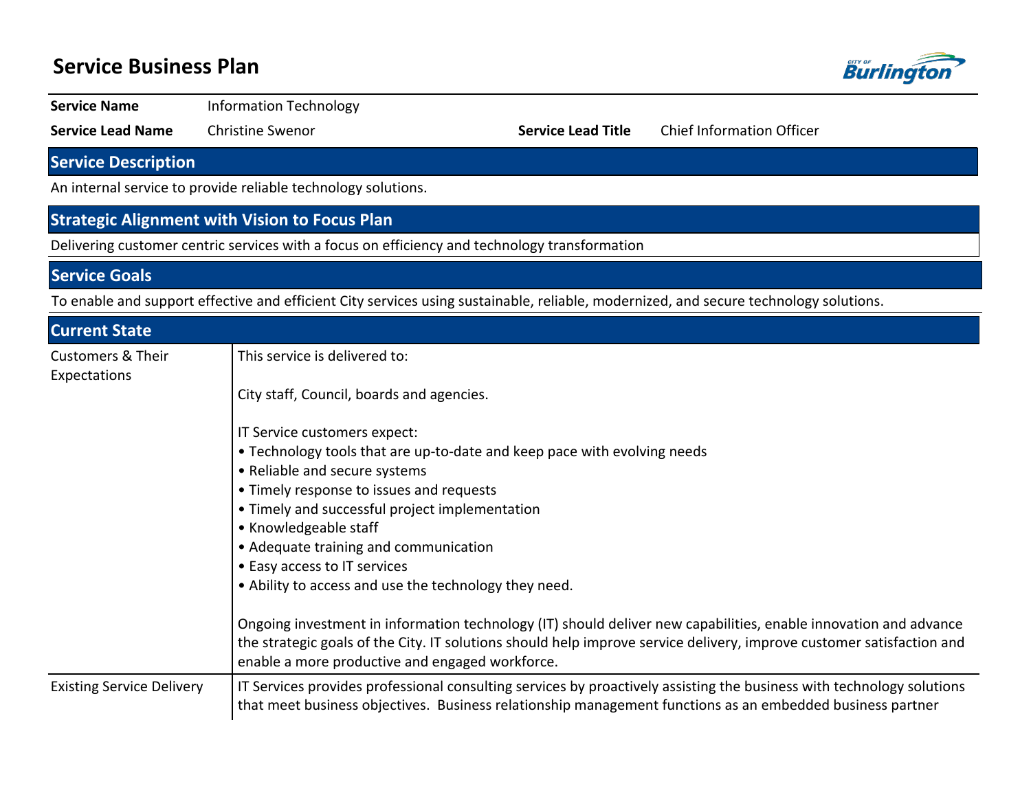# Service Business Plan

| | | | |
|---|---|---|---|
| **Service Name** | Information Technology | | |
| **Service Lead Name** | Christine Swenor | **Service Lead Title** | Chief Information Officer |

## Service Description

An internal service to provide reliable technology solutions.

## Strategic Alignment with Vision to Focus Plan

Delivering customer centric services with a focus on efficiency and technology transformation

## Service Goals

To enable and support effective and efficient City services using sustainable, reliable, modernized, and secure technology solutions.

## Current State

| | |
|---|---|
| Customers & Their Expectations | This service is delivered to:<br><br>City staff, Council, boards and agencies.<br><br>IT Service customers expect:<br>• Technology tools that are up-to-date and keep pace with evolving needs<br>• Reliable and secure systems<br>• Timely response to issues and requests<br>• Timely and successful project implementation<br>• Knowledgeable staff<br>• Adequate training and communication<br>• Easy access to IT services<br>• Ability to access and use the technology they need.<br><br>Ongoing investment in information technology (IT) should deliver new capabilities, enable innovation and advance the strategic goals of the City. IT solutions should help improve service delivery, improve customer satisfaction and enable a more productive and engaged workforce. |
| Existing Service Delivery | IT Services provides professional consulting services by proactively assisting the business with technology solutions that meet business objectives. Business relationship management functions as an embedded business partner |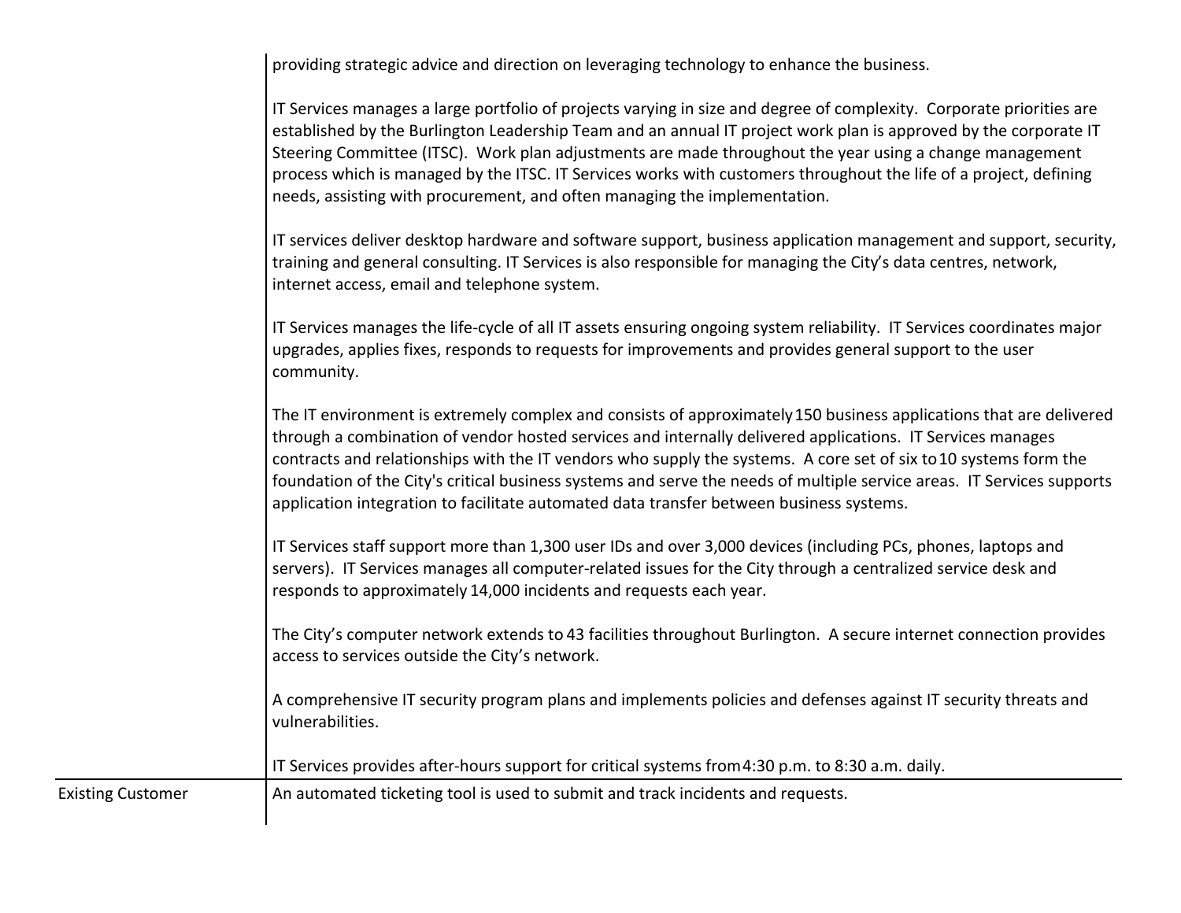| | |
|---|---|
| | providing strategic advice and direction on leveraging technology to enhance the business.<br><br>IT Services manages a large portfolio of projects varying in size and degree of complexity. Corporate priorities are established by the Burlington Leadership Team and an annual IT project work plan is approved by the corporate IT Steering Committee (ITSC). Work plan adjustments are made throughout the year using a change management process which is managed by the ITSC. IT Services works with customers throughout the life of a project, defining needs, assisting with procurement, and often managing the implementation.<br><br>IT services deliver desktop hardware and software support, business application management and support, security, training and general consulting. IT Services is also responsible for managing the City's data centres, network, internet access, email and telephone system.<br><br>IT Services manages the life-cycle of all IT assets ensuring ongoing system reliability. IT Services coordinates major upgrades, applies fixes, responds to requests for improvements and provides general support to the user community.<br><br>The IT environment is extremely complex and consists of approximately 150 business applications that are delivered through a combination of vendor hosted services and internally delivered applications. IT Services manages contracts and relationships with the IT vendors who supply the systems. A core set of six to 10 systems form the foundation of the City's critical business systems and serve the needs of multiple service areas. IT Services supports application integration to facilitate automated data transfer between business systems.<br><br>IT Services staff support more than 1,300 user IDs and over 3,000 devices (including PCs, phones, laptops and servers). IT Services manages all computer-related issues for the City through a centralized service desk and responds to approximately 14,000 incidents and requests each year.<br><br>The City's computer network extends to 43 facilities throughout Burlington. A secure internet connection provides access to services outside the City's network.<br><br>A comprehensive IT security program plans and implements policies and defenses against IT security threats and vulnerabilities.<br><br>IT Services provides after-hours support for critical systems from 4:30 p.m. to 8:30 a.m. daily. |
| Existing Customer | An automated ticketing tool is used to submit and track incidents and requests. |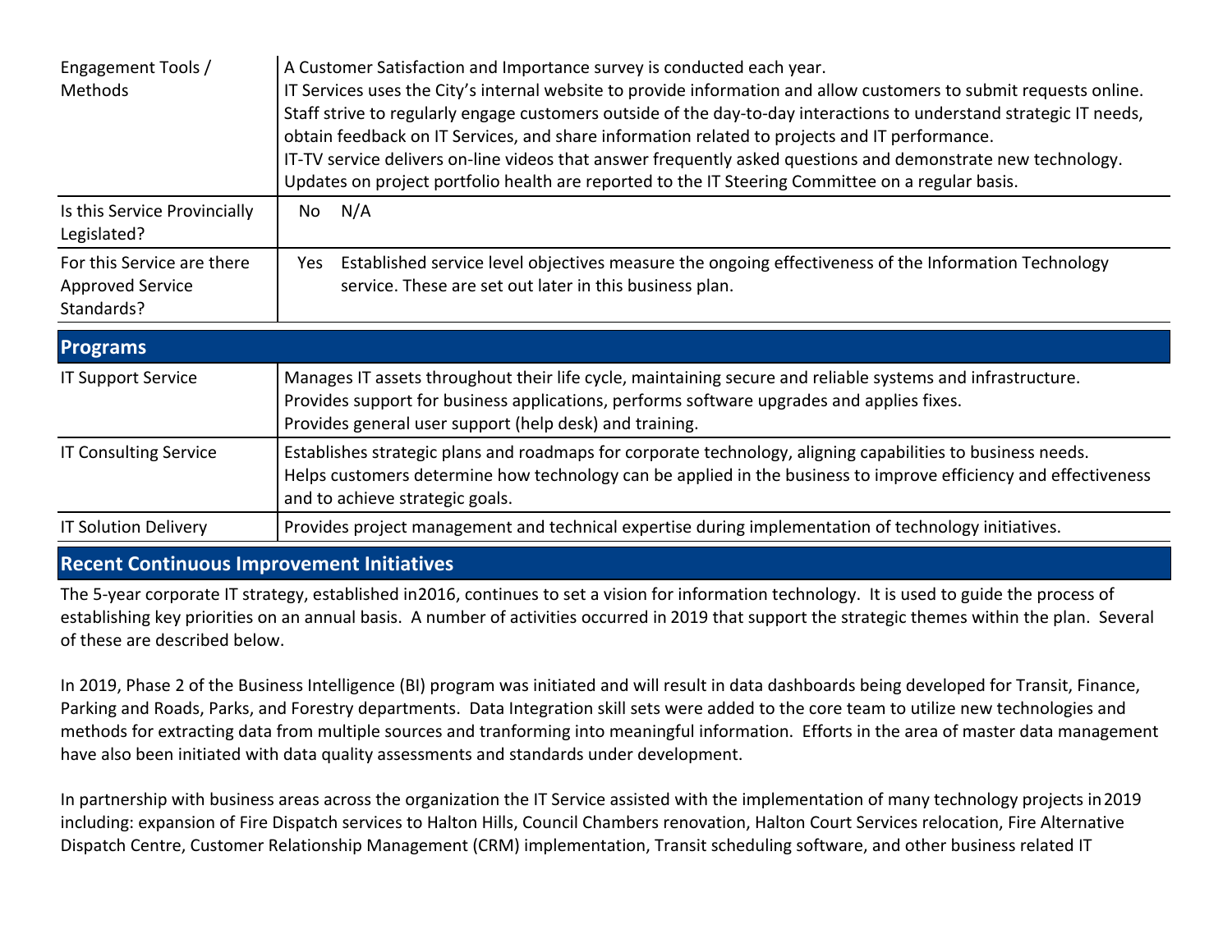| | |
|---|---|
| Engagement Tools / Methods | A Customer Satisfaction and Importance survey is conducted each year.<br>IT Services uses the City's internal website to provide information and allow customers to submit requests online.<br>Staff strive to regularly engage customers outside of the day-to-day interactions to understand strategic IT needs, obtain feedback on IT Services, and share information related to projects and IT performance.<br>IT-TV service delivers on-line videos that answer frequently asked questions and demonstrate new technology.<br>Updates on project portfolio health are reported to the IT Steering Committee on a regular basis. |
| Is this Service Provincially Legislated? | No N/A |
| For this Service are there Approved Service Standards? | Yes Established service level objectives measure the ongoing effectiveness of the Information Technology service. These are set out later in this business plan. |

## Programs

| | |
|---|---|
| IT Support Service | Manages IT assets throughout their life cycle, maintaining secure and reliable systems and infrastructure.<br>Provides support for business applications, performs software upgrades and applies fixes.<br>Provides general user support (help desk) and training. |
| IT Consulting Service | Establishes strategic plans and roadmaps for corporate technology, aligning capabilities to business needs.<br>Helps customers determine how technology can be applied in the business to improve efficiency and effectiveness and to achieve strategic goals. |
| IT Solution Delivery | Provides project management and technical expertise during implementation of technology initiatives. |

## Recent Continuous Improvement Initiatives

The 5-year corporate IT strategy, established in2016, continues to set a vision for information technology. It is used to guide the process of establishing key priorities on an annual basis. A number of activities occurred in 2019 that support the strategic themes within the plan. Several of these are described below.

In 2019, Phase 2 of the Business Intelligence (BI) program was initiated and will result in data dashboards being developed for Transit, Finance, Parking and Roads, Parks, and Forestry departments. Data Integration skill sets were added to the core team to utilize new technologies and methods for extracting data from multiple sources and tranforming into meaningful information. Efforts in the area of master data management have also been initiated with data quality assessments and standards under development.

In partnership with business areas across the organization the IT Service assisted with the implementation of many technology projects in 2019 including: expansion of Fire Dispatch services to Halton Hills, Council Chambers renovation, Halton Court Services relocation, Fire Alternative Dispatch Centre, Customer Relationship Management (CRM) implementation, Transit scheduling software, and other business related IT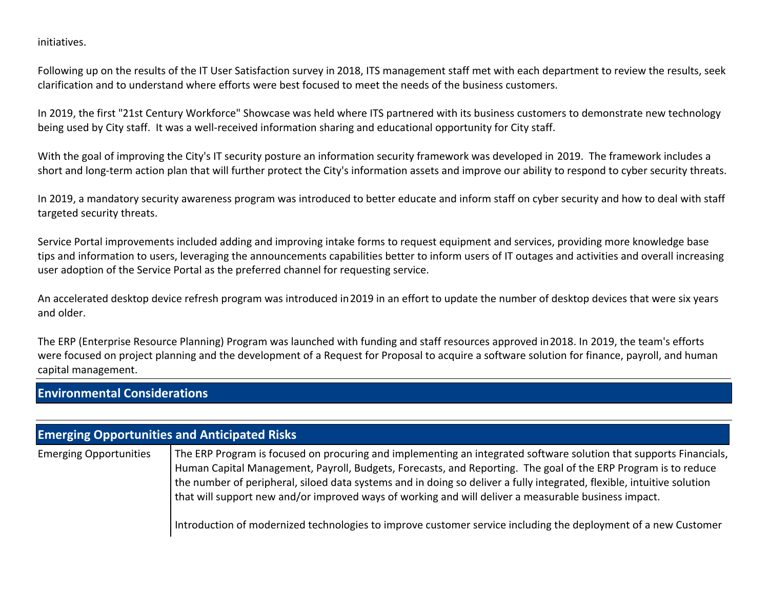initiatives.

Following up on the results of the IT User Satisfaction survey in 2018, ITS management staff met with each department to review the results, seek clarification and to understand where efforts were best focused to meet the needs of the business customers.

In 2019, the first "21st Century Workforce" Showcase was held where ITS partnered with its business customers to demonstrate new technology being used by City staff. It was a well-received information sharing and educational opportunity for City staff.

With the goal of improving the City's IT security posture an information security framework was developed in 2019. The framework includes a short and long-term action plan that will further protect the City's information assets and improve our ability to respond to cyber security threats.

In 2019, a mandatory security awareness program was introduced to better educate and inform staff on cyber security and how to deal with staff targeted security threats.

Service Portal improvements included adding and improving intake forms to request equipment and services, providing more knowledge base tips and information to users, leveraging the announcements capabilities better to inform users of IT outages and activities and overall increasing user adoption of the Service Portal as the preferred channel for requesting service.

An accelerated desktop device refresh program was introduced in 2019 in an effort to update the number of desktop devices that were six years and older.

The ERP (Enterprise Resource Planning) Program was launched with funding and staff resources approved in 2018. In 2019, the team's efforts were focused on project planning and the development of a Request for Proposal to acquire a software solution for finance, payroll, and human capital management.

## Environmental Considerations

## Emerging Opportunities and Anticipated Risks

| | |
|---|---|
| Emerging Opportunities | The ERP Program is focused on procuring and implementing an integrated software solution that supports Financials, Human Capital Management, Payroll, Budgets, Forecasts, and Reporting. The goal of the ERP Program is to reduce the number of peripheral, siloed data systems and in doing so deliver a fully integrated, flexible, intuitive solution that will support new and/or improved ways of working and will deliver a measurable business impact.<br><br>Introduction of modernized technologies to improve customer service including the deployment of a new Customer |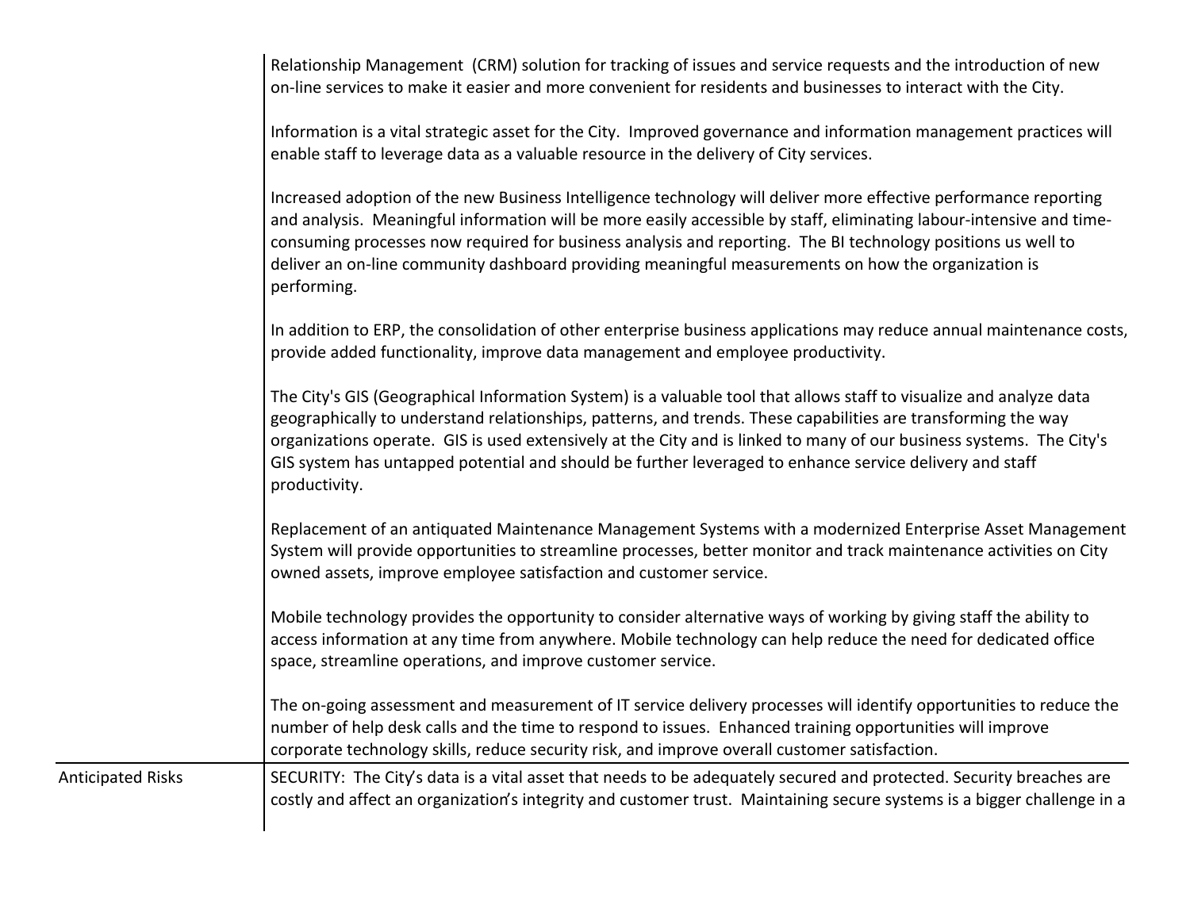| | |
|---|---|
| | Relationship Management (CRM) solution for tracking of issues and service requests and the introduction of new on-line services to make it easier and more convenient for residents and businesses to interact with the City.<br><br>Information is a vital strategic asset for the City. Improved governance and information management practices will enable staff to leverage data as a valuable resource in the delivery of City services.<br><br>Increased adoption of the new Business Intelligence technology will deliver more effective performance reporting and analysis. Meaningful information will be more easily accessible by staff, eliminating labour-intensive and time-consuming processes now required for business analysis and reporting. The BI technology positions us well to deliver an on-line community dashboard providing meaningful measurements on how the organization is performing.<br><br>In addition to ERP, the consolidation of other enterprise business applications may reduce annual maintenance costs, provide added functionality, improve data management and employee productivity.<br><br>The City's GIS (Geographical Information System) is a valuable tool that allows staff to visualize and analyze data geographically to understand relationships, patterns, and trends. These capabilities are transforming the way organizations operate. GIS is used extensively at the City and is linked to many of our business systems. The City's GIS system has untapped potential and should be further leveraged to enhance service delivery and staff productivity.<br><br>Replacement of an antiquated Maintenance Management Systems with a modernized Enterprise Asset Management System will provide opportunities to streamline processes, better monitor and track maintenance activities on City owned assets, improve employee satisfaction and customer service.<br><br>Mobile technology provides the opportunity to consider alternative ways of working by giving staff the ability to access information at any time from anywhere. Mobile technology can help reduce the need for dedicated office space, streamline operations, and improve customer service.<br><br>The on-going assessment and measurement of IT service delivery processes will identify opportunities to reduce the number of help desk calls and the time to respond to issues. Enhanced training opportunities will improve corporate technology skills, reduce security risk, and improve overall customer satisfaction. |
| Anticipated Risks | SECURITY: The City's data is a vital asset that needs to be adequately secured and protected. Security breaches are costly and affect an organization's integrity and customer trust. Maintaining secure systems is a bigger challenge in a |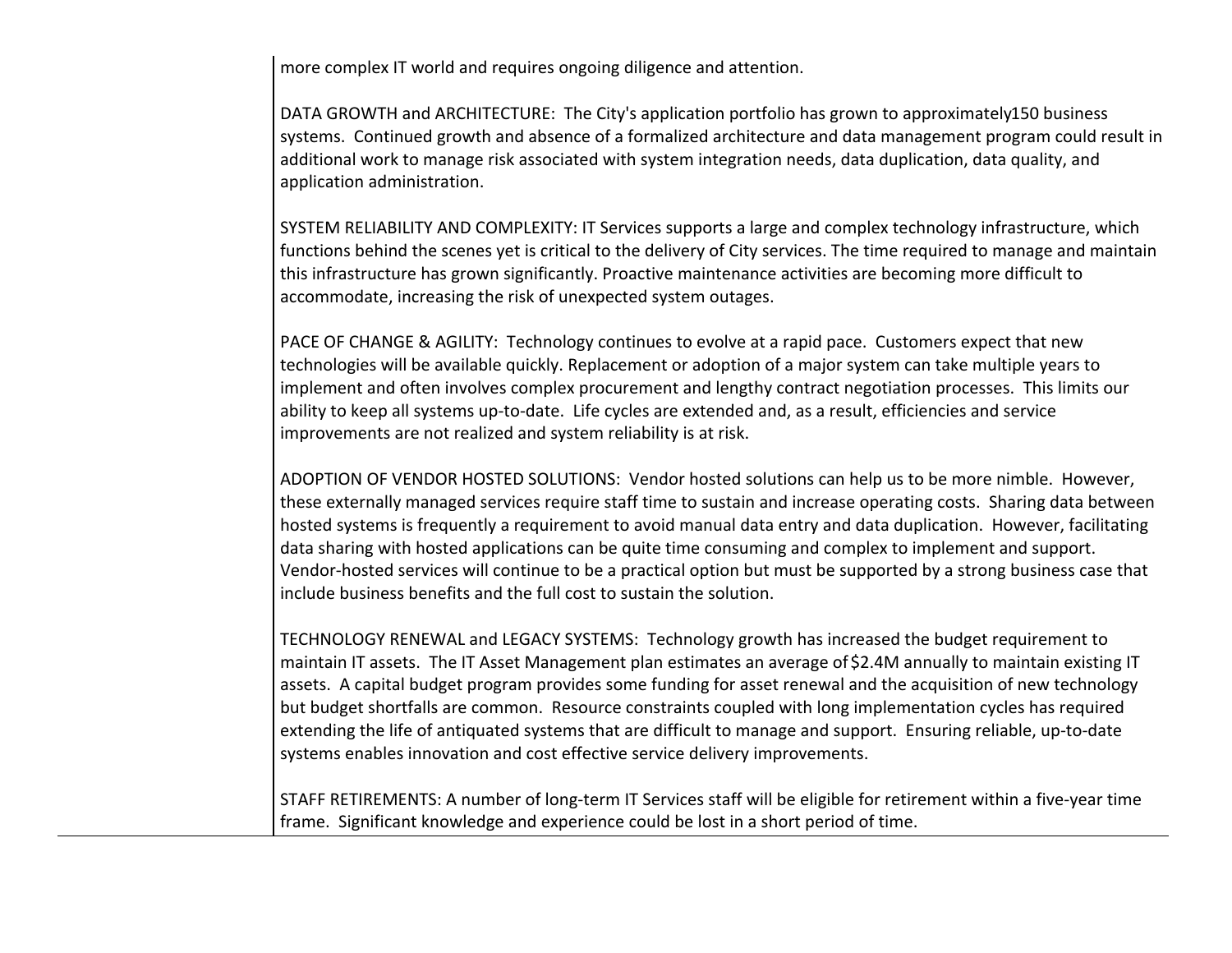more complex IT world and requires ongoing diligence and attention.

DATA GROWTH and ARCHITECTURE: The City's application portfolio has grown to approximately150 business systems. Continued growth and absence of a formalized architecture and data management program could result in additional work to manage risk associated with system integration needs, data duplication, data quality, and application administration.

SYSTEM RELIABILITY AND COMPLEXITY: IT Services supports a large and complex technology infrastructure, which functions behind the scenes yet is critical to the delivery of City services. The time required to manage and maintain this infrastructure has grown significantly. Proactive maintenance activities are becoming more difficult to accommodate, increasing the risk of unexpected system outages.

PACE OF CHANGE & AGILITY: Technology continues to evolve at a rapid pace. Customers expect that new technologies will be available quickly. Replacement or adoption of a major system can take multiple years to implement and often involves complex procurement and lengthy contract negotiation processes. This limits our ability to keep all systems up-to-date. Life cycles are extended and, as a result, efficiencies and service improvements are not realized and system reliability is at risk.

ADOPTION OF VENDOR HOSTED SOLUTIONS: Vendor hosted solutions can help us to be more nimble. However, these externally managed services require staff time to sustain and increase operating costs. Sharing data between hosted systems is frequently a requirement to avoid manual data entry and data duplication. However, facilitating data sharing with hosted applications can be quite time consuming and complex to implement and support. Vendor-hosted services will continue to be a practical option but must be supported by a strong business case that include business benefits and the full cost to sustain the solution.

TECHNOLOGY RENEWAL and LEGACY SYSTEMS: Technology growth has increased the budget requirement to maintain IT assets. The IT Asset Management plan estimates an average of $2.4M annually to maintain existing IT assets. A capital budget program provides some funding for asset renewal and the acquisition of new technology but budget shortfalls are common. Resource constraints coupled with long implementation cycles has required extending the life of antiquated systems that are difficult to manage and support. Ensuring reliable, up-to-date systems enables innovation and cost effective service delivery improvements.

STAFF RETIREMENTS: A number of long-term IT Services staff will be eligible for retirement within a five-year time frame. Significant knowledge and experience could be lost in a short period of time.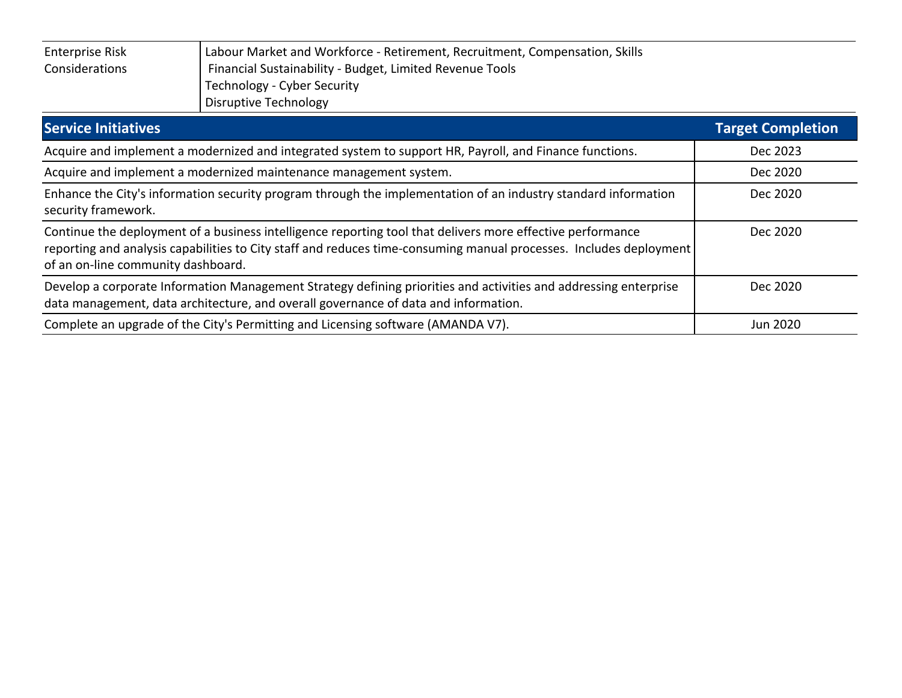| Enterprise Risk Considerations | Labour Market and Workforce - Retirement, Recruitment, Compensation, Skills<br>Financial Sustainability - Budget, Limited Revenue Tools<br>Technology - Cyber Security<br>Disruptive Technology |
|---|---|

| Service Initiatives | Target Completion |
|---|---|
| Acquire and implement a modernized and integrated system to support HR, Payroll, and Finance functions. | Dec 2023 |
| Acquire and implement a modernized maintenance management system. | Dec 2020 |
| Enhance the City's information security program through the implementation of an industry standard information security framework. | Dec 2020 |
| Continue the deployment of a business intelligence reporting tool that delivers more effective performance reporting and analysis capabilities to City staff and reduces time-consuming manual processes. Includes deployment of an on-line community dashboard. | Dec 2020 |
| Develop a corporate Information Management Strategy defining priorities and activities and addressing enterprise data management, data architecture, and overall governance of data and information. | Dec 2020 |
| Complete an upgrade of the City's Permitting and Licensing software (AMANDA V7). | Jun 2020 |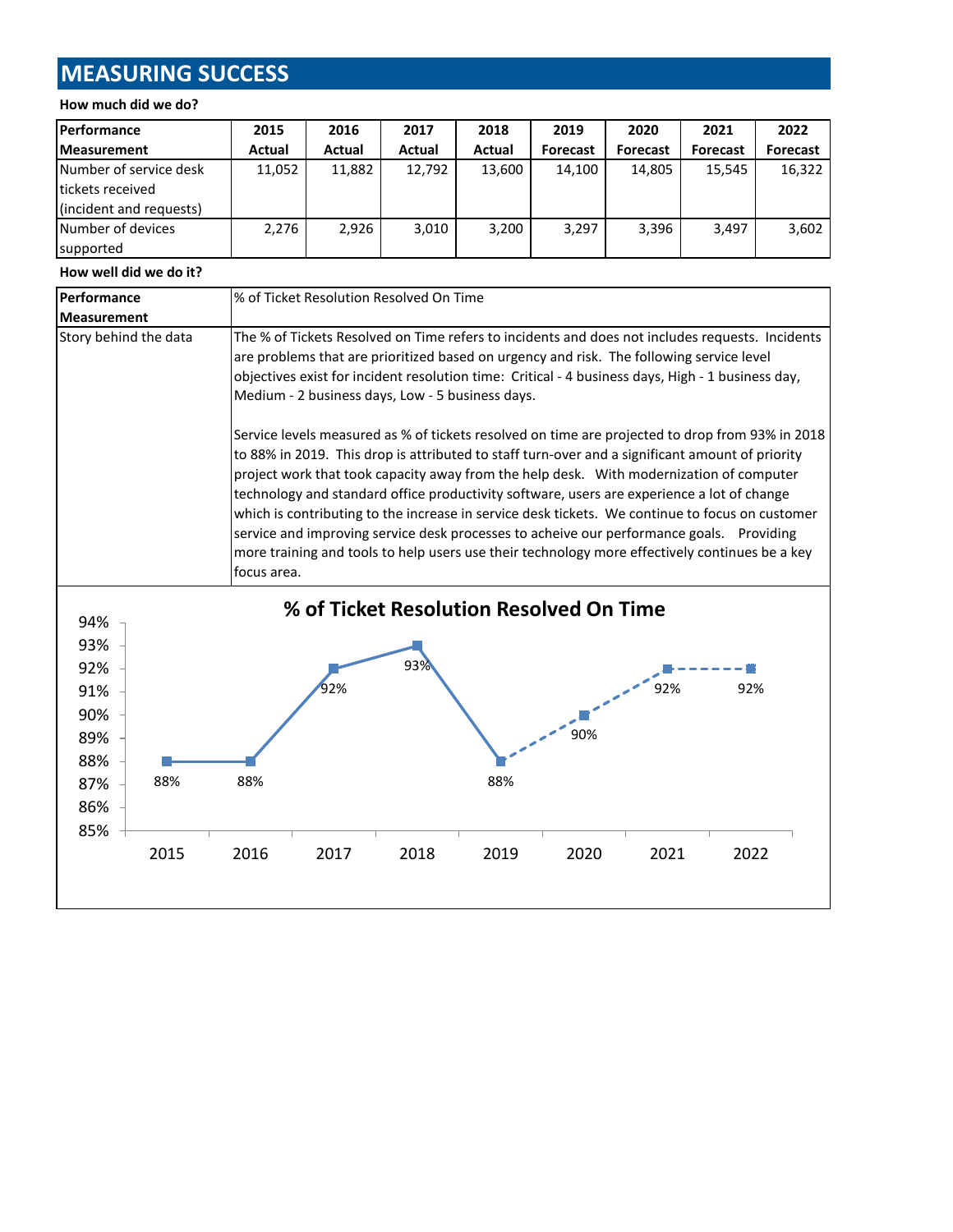# MEASURING SUCCESS

**How much did we do?**

| Performance Measurement | 2015 Actual | 2016 Actual | 2017 Actual | 2018 Actual | 2019 Forecast | 2020 Forecast | 2021 Forecast | 2022 Forecast |
|---|---|---|---|---|---|---|---|---|
| Number of service desk tickets received (incident and requests) | 11,052 | 11,882 | 12,792 | 13,600 | 14,100 | 14,805 | 15,545 | 16,322 |
| Number of devices supported | 2,276 | 2,926 | 3,010 | 3,200 | 3,297 | 3,396 | 3,497 | 3,602 |

**How well did we do it?**

| Performance Measurement | % of Ticket Resolution Resolved On Time |
|---|---|
| Story behind the data | The % of Tickets Resolved on Time refers to incidents and does not includes requests. Incidents are problems that are prioritized based on urgency and risk. The following service level objectives exist for incident resolution time: Critical - 4 business days, High - 1 business day, Medium - 2 business days, Low - 5 business days.<br><br>Service levels measured as % of tickets resolved on time are projected to drop from 93% in 2018 to 88% in 2019. This drop is attributed to staff turn-over and a significant amount of priority project work that took capacity away from the help desk. With modernization of computer technology and standard office productivity software, users are experience a lot of change which is contributing to the increase in service desk tickets. We continue to focus on customer service and improving service desk processes to acheive our performance goals. Providing more training and tools to help users use their technology more effectively continues be a key focus area. |

**% of Ticket Resolution Resolved On Time**

| Year | 2015 | 2016 | 2017 | 2018 | 2019 | 2020 | 2021 | 2022 |
|---|---|---|---|---|---|---|---|---|
| % Resolved On Time | 88% | 88% | 92% | 93% | 88% | 90% | 92% | 92% |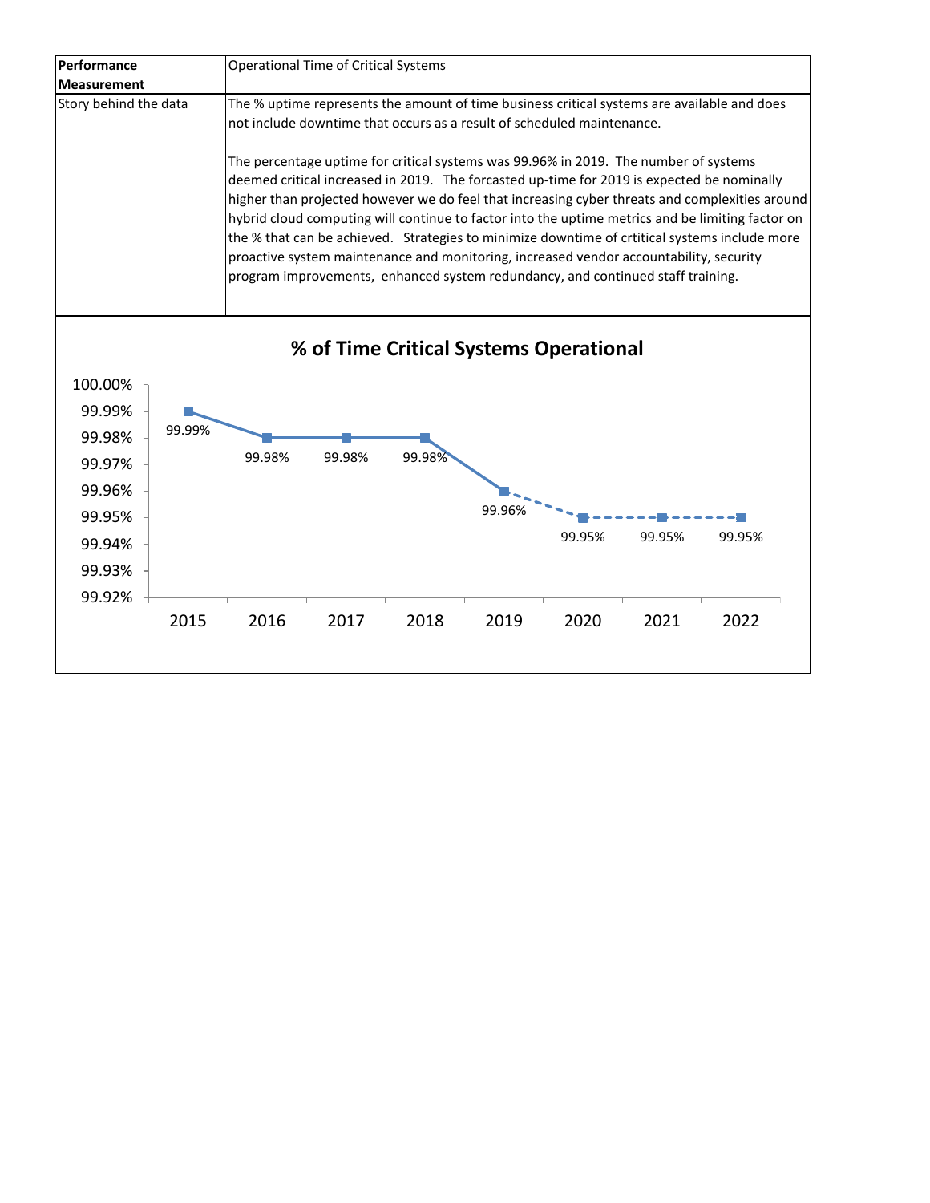| Performance Measurement | Operational Time of Critical Systems |
| --- | --- |
| Story behind the data | The % uptime represents the amount of time business critical systems are available and does not include downtime that occurs as a result of scheduled maintenance.<br><br>The percentage uptime for critical systems was 99.96% in 2019. The number of systems deemed critical increased in 2019. The forcasted up-time for 2019 is expected be nominally higher than projected however we do feel that increasing cyber threats and complexities around hybrid cloud computing will continue to factor into the uptime metrics and be limiting factor on the % that can be achieved. Strategies to minimize downtime of crtitical systems include more proactive system maintenance and monitoring, increased vendor accountability, security program improvements, enhanced system redundancy, and continued staff training. |

**% of Time Critical Systems Operational**

| Year | % |
| --- | --- |
| 2015 | 99.99% |
| 2016 | 99.98% |
| 2017 | 99.98% |
| 2018 | 99.98% |
| 2019 | 99.96% |
| 2020 | 99.95% |
| 2021 | 99.95% |
| 2022 | 99.95% |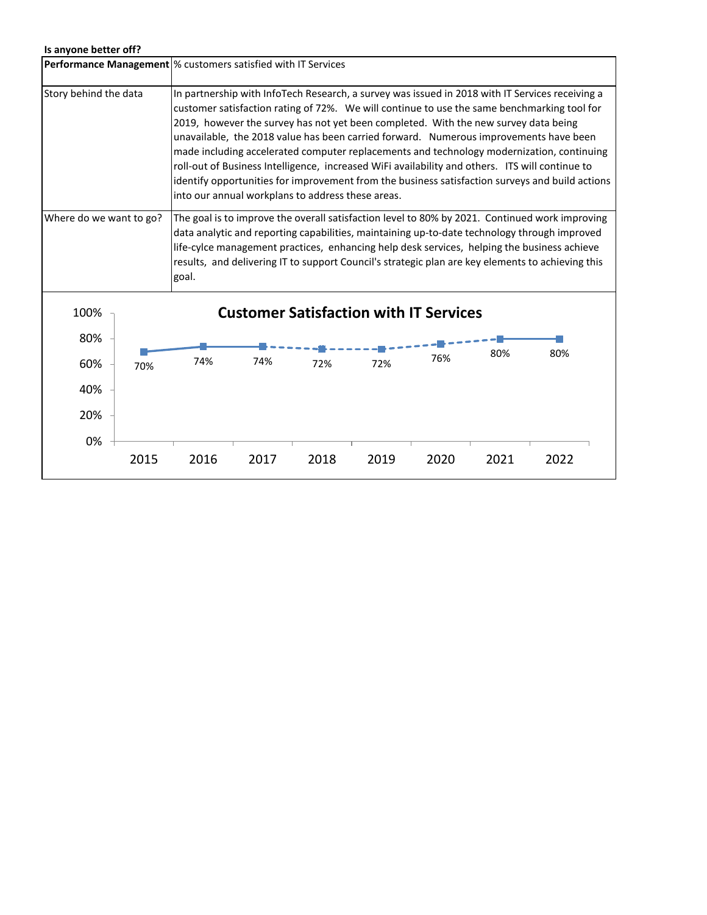**Is anyone better off?**

| **Performance Management** | % customers satisfied with IT Services |
|---|---|
| Story behind the data | In partnership with InfoTech Research, a survey was issued in 2018 with IT Services receiving a customer satisfaction rating of 72%. We will continue to use the same benchmarking tool for 2019, however the survey has not yet been completed. With the new survey data being unavailable, the 2018 value has been carried forward. Numerous improvements have been made including accelerated computer replacements and technology modernization, continuing roll-out of Business Intelligence, increased WiFi availability and others. ITS will continue to identify opportunities for improvement from the business satisfaction surveys and build actions into our annual workplans to address these areas. |
| Where do we want to go? | The goal is to improve the overall satisfaction level to 80% by 2021. Continued work improving data analytic and reporting capabilities, maintaining up-to-date technology through improved life-cylce management practices, enhancing help desk services, helping the business achieve results, and delivering IT to support Council's strategic plan are key elements to achieving this goal. |

**Customer Satisfaction with IT Services**

| Year | 2015 | 2016 | 2017 | 2018 | 2019 | 2020 | 2021 | 2022 |
|---|---|---|---|---|---|---|---|---|
| % | 70% | 74% | 74% | 72% | 72% | 76% | 80% | 80% |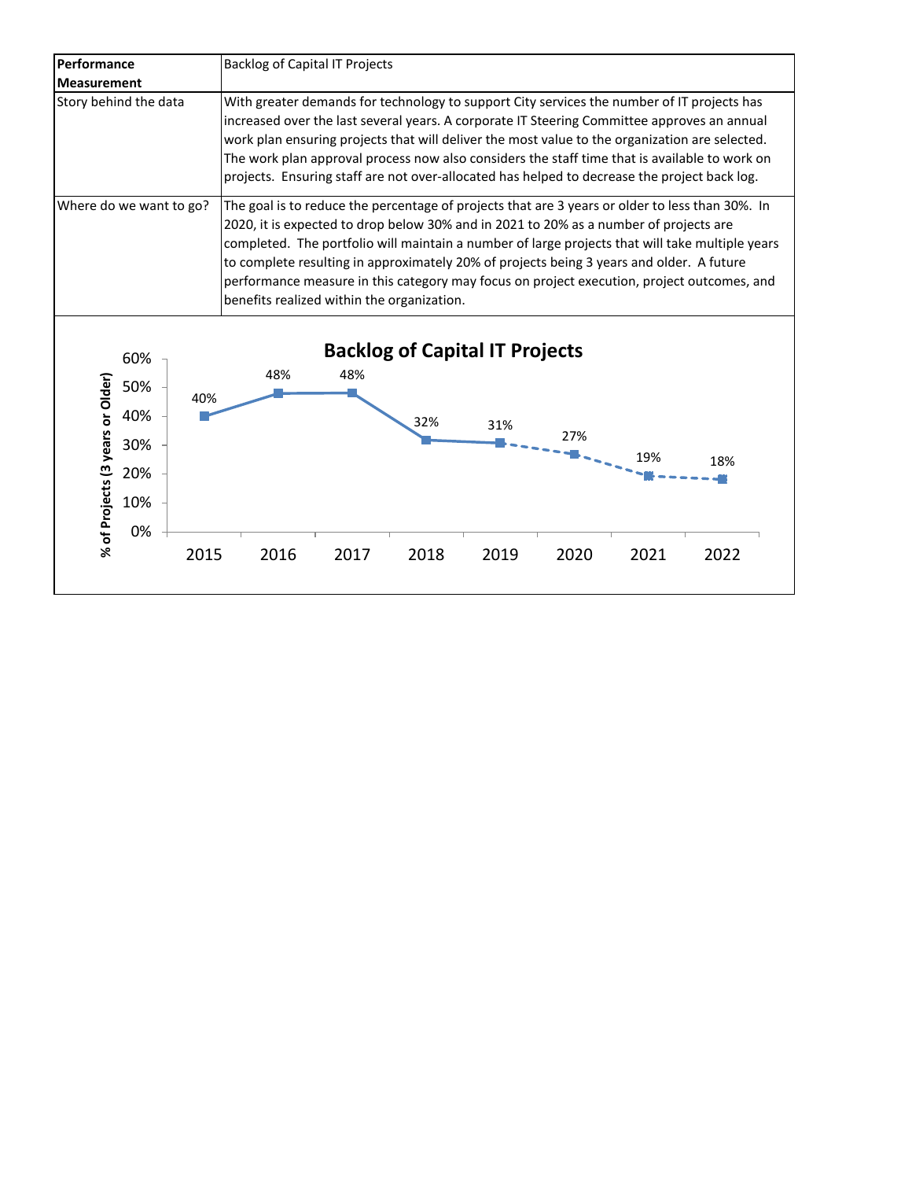| | |
|---|---|
| **Performance Measurement** | Backlog of Capital IT Projects |
| Story behind the data | With greater demands for technology to support City services the number of IT projects has increased over the last several years. A corporate IT Steering Committee approves an annual work plan ensuring projects that will deliver the most value to the organization are selected. The work plan approval process now also considers the staff time that is available to work on projects. Ensuring staff are not over-allocated has helped to decrease the project back log. |
| Where do we want to go? | The goal is to reduce the percentage of projects that are 3 years or older to less than 30%. In 2020, it is expected to drop below 30% and in 2021 to 20% as a number of projects are completed. The portfolio will maintain a number of large projects that will take multiple years to complete resulting in approximately 20% of projects being 3 years and older. A future performance measure in this category may focus on project execution, project outcomes, and benefits realized within the organization. |

**Backlog of Capital IT Projects**

% of Projects (3 years or Older)

0%
10%
20%
30%
40%
50%
60%

2015 2016 2017 2018 2019 2020 2021 2022

40%
48%
48%
32%
31%
27%
19%
18%